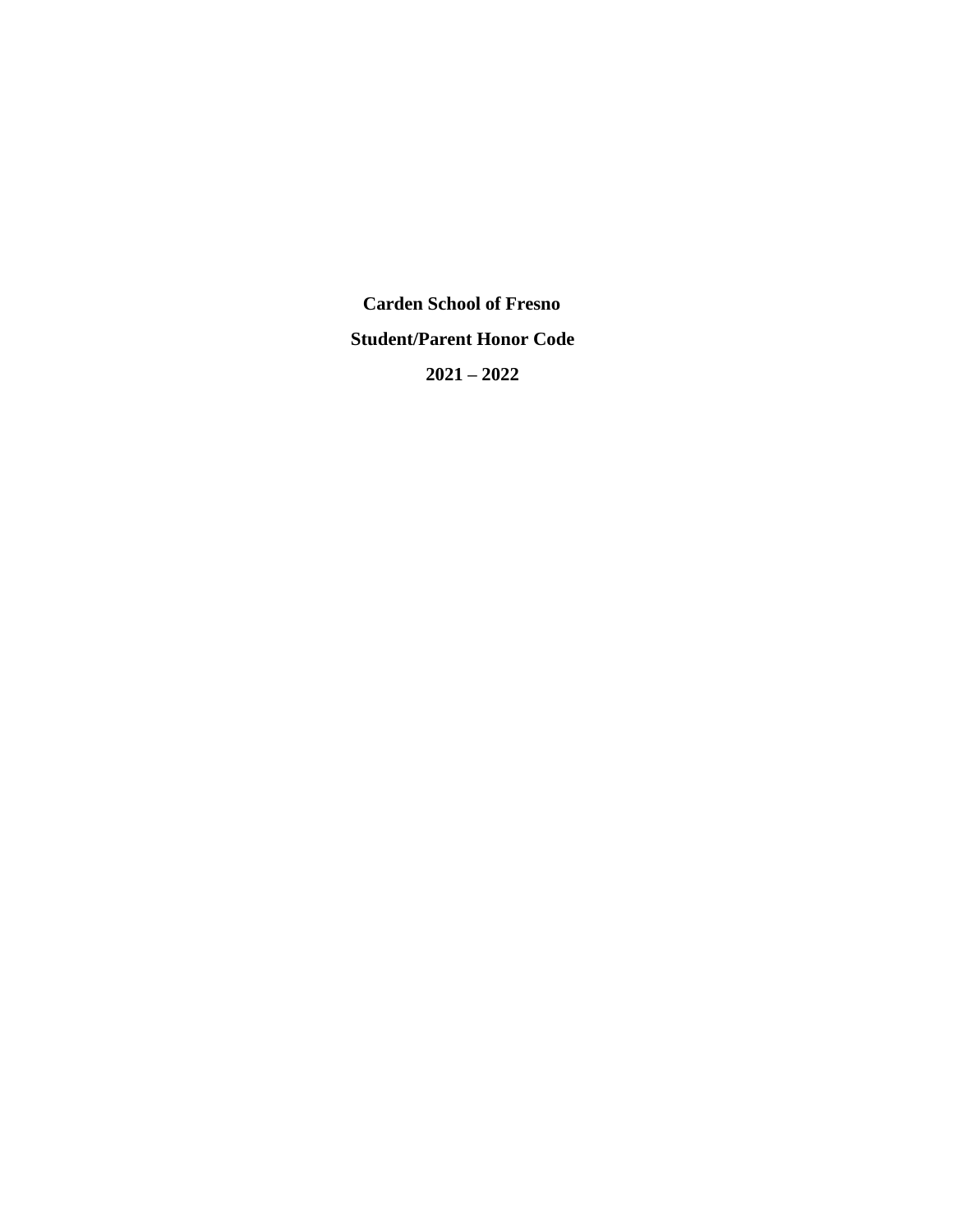# Carden School of Fresno

## Student/Parent Honor Code

## 2021 – 2022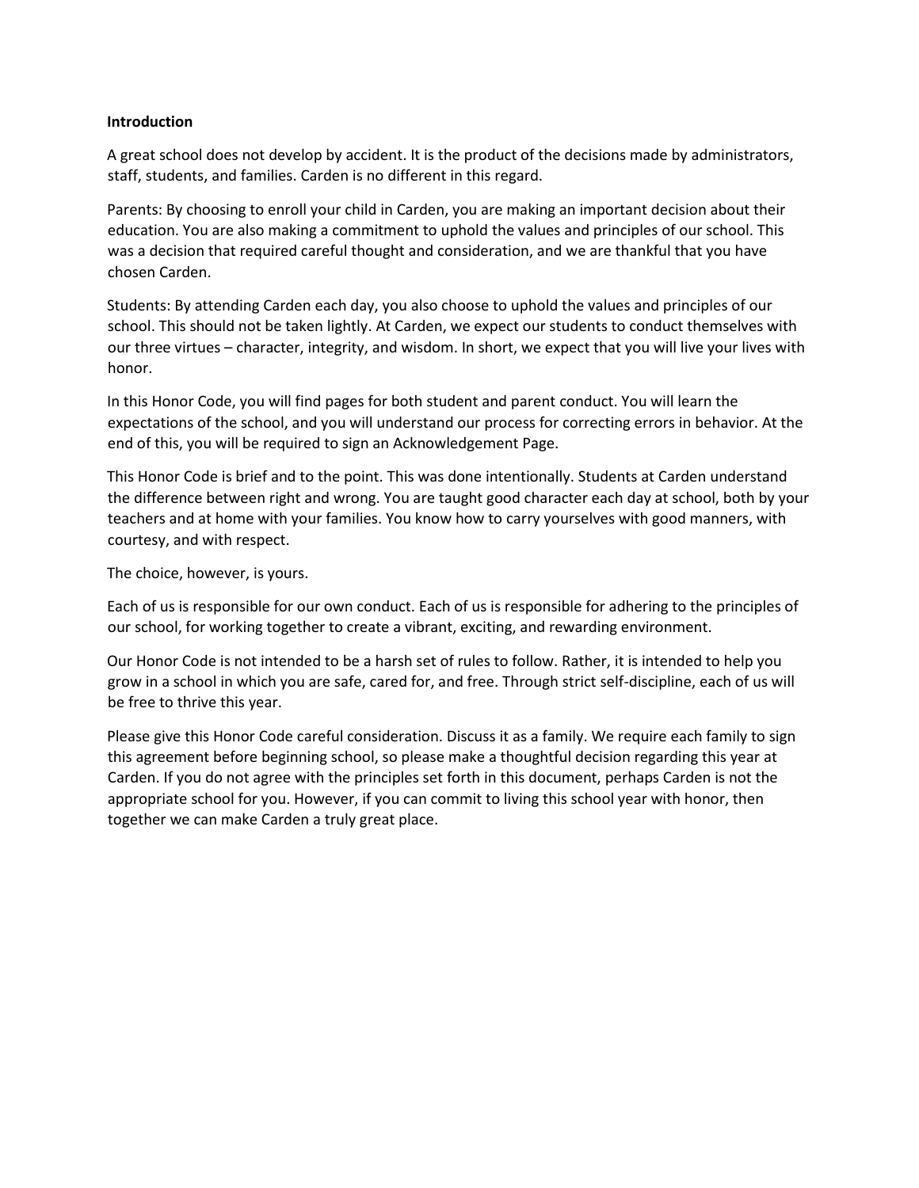**Introduction**

A great school does not develop by accident. It is the product of the decisions made by administrators, staff, students, and families. Carden is no different in this regard.

Parents: By choosing to enroll your child in Carden, you are making an important decision about their education. You are also making a commitment to uphold the values and principles of our school. This was a decision that required careful thought and consideration, and we are thankful that you have chosen Carden.

Students: By attending Carden each day, you also choose to uphold the values and principles of our school. This should not be taken lightly. At Carden, we expect our students to conduct themselves with our three virtues – character, integrity, and wisdom. In short, we expect that you will live your lives with honor.

In this Honor Code, you will find pages for both student and parent conduct. You will learn the expectations of the school, and you will understand our process for correcting errors in behavior. At the end of this, you will be required to sign an Acknowledgement Page.

This Honor Code is brief and to the point. This was done intentionally. Students at Carden understand the difference between right and wrong. You are taught good character each day at school, both by your teachers and at home with your families. You know how to carry yourselves with good manners, with courtesy, and with respect.

The choice, however, is yours.

Each of us is responsible for our own conduct. Each of us is responsible for adhering to the principles of our school, for working together to create a vibrant, exciting, and rewarding environment.

Our Honor Code is not intended to be a harsh set of rules to follow. Rather, it is intended to help you grow in a school in which you are safe, cared for, and free. Through strict self-discipline, each of us will be free to thrive this year.

Please give this Honor Code careful consideration. Discuss it as a family. We require each family to sign this agreement before beginning school, so please make a thoughtful decision regarding this year at Carden. If you do not agree with the principles set forth in this document, perhaps Carden is not the appropriate school for you. However, if you can commit to living this school year with honor, then together we can make Carden a truly great place.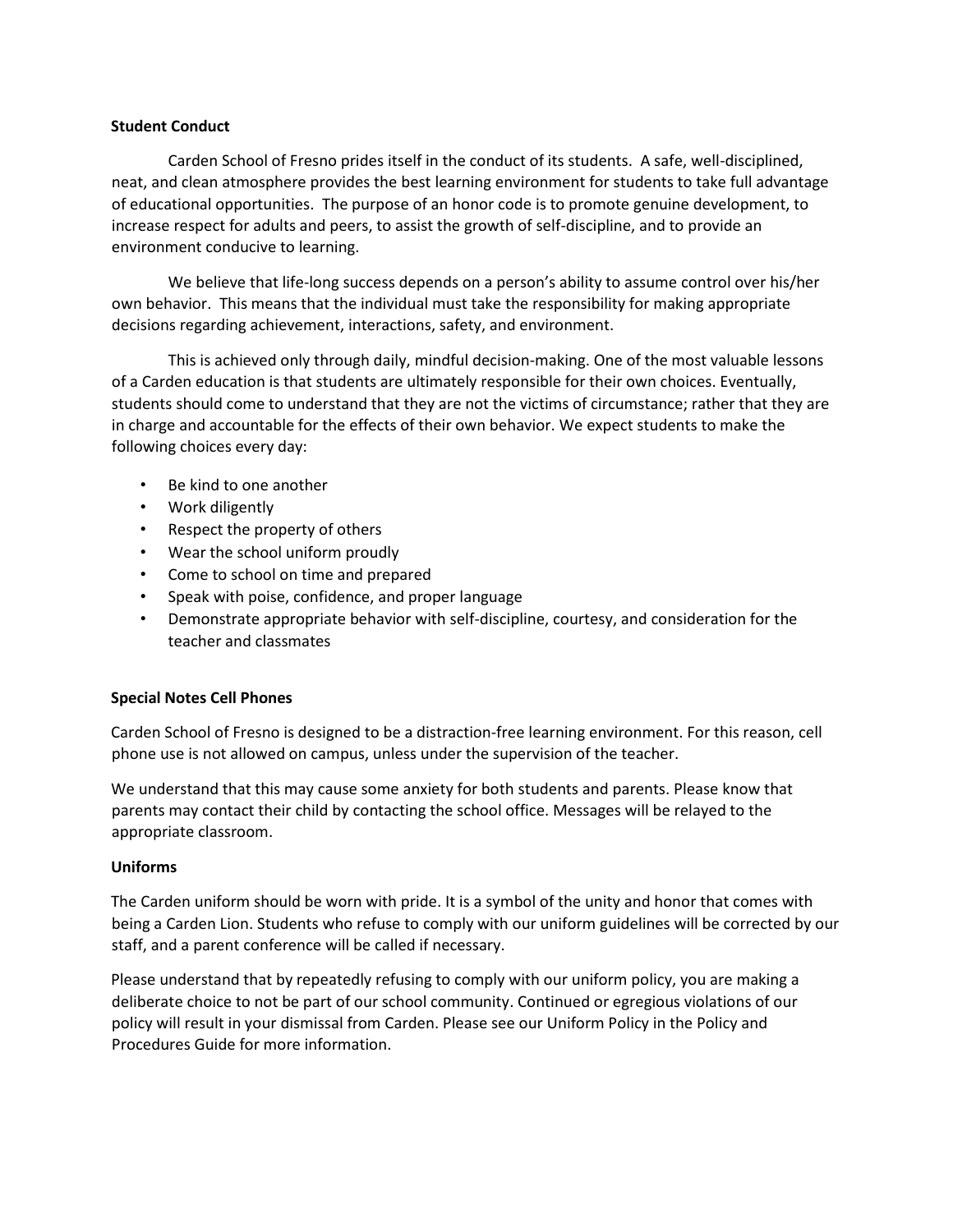## Student Conduct

Carden School of Fresno prides itself in the conduct of its students. A safe, well-disciplined, neat, and clean atmosphere provides the best learning environment for students to take full advantage of educational opportunities. The purpose of an honor code is to promote genuine development, to increase respect for adults and peers, to assist the growth of self-discipline, and to provide an environment conducive to learning.

We believe that life-long success depends on a person's ability to assume control over his/her own behavior. This means that the individual must take the responsibility for making appropriate decisions regarding achievement, interactions, safety, and environment.

This is achieved only through daily, mindful decision-making. One of the most valuable lessons of a Carden education is that students are ultimately responsible for their own choices. Eventually, students should come to understand that they are not the victims of circumstance; rather that they are in charge and accountable for the effects of their own behavior. We expect students to make the following choices every day:

- Be kind to one another
- Work diligently
- Respect the property of others
- Wear the school uniform proudly
- Come to school on time and prepared
- Speak with poise, confidence, and proper language
- Demonstrate appropriate behavior with self-discipline, courtesy, and consideration for the teacher and classmates

## Special Notes Cell Phones

Carden School of Fresno is designed to be a distraction-free learning environment. For this reason, cell phone use is not allowed on campus, unless under the supervision of the teacher.

We understand that this may cause some anxiety for both students and parents. Please know that parents may contact their child by contacting the school office. Messages will be relayed to the appropriate classroom.

## Uniforms

The Carden uniform should be worn with pride. It is a symbol of the unity and honor that comes with being a Carden Lion. Students who refuse to comply with our uniform guidelines will be corrected by our staff, and a parent conference will be called if necessary.

Please understand that by repeatedly refusing to comply with our uniform policy, you are making a deliberate choice to not be part of our school community. Continued or egregious violations of our policy will result in your dismissal from Carden. Please see our Uniform Policy in the Policy and Procedures Guide for more information.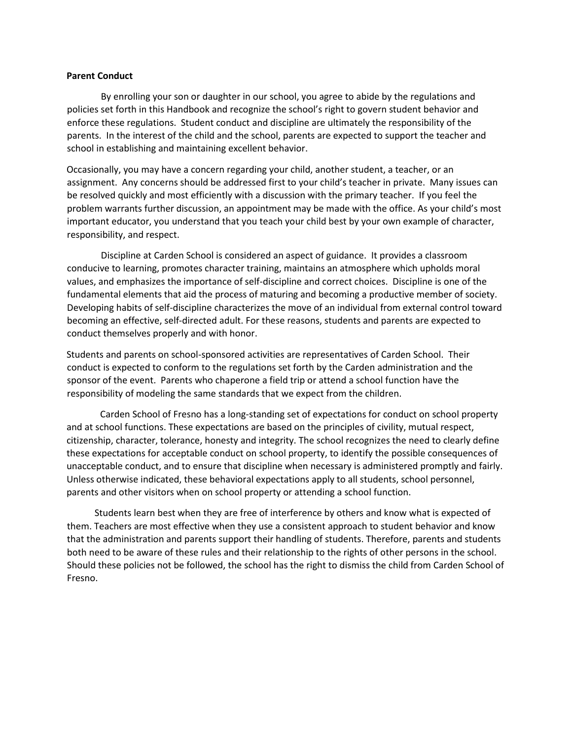**Parent Conduct**

By enrolling your son or daughter in our school, you agree to abide by the regulations and policies set forth in this Handbook and recognize the school's right to govern student behavior and enforce these regulations. Student conduct and discipline are ultimately the responsibility of the parents. In the interest of the child and the school, parents are expected to support the teacher and school in establishing and maintaining excellent behavior.

Occasionally, you may have a concern regarding your child, another student, a teacher, or an assignment. Any concerns should be addressed first to your child's teacher in private. Many issues can be resolved quickly and most efficiently with a discussion with the primary teacher. If you feel the problem warrants further discussion, an appointment may be made with the office. As your child's most important educator, you understand that you teach your child best by your own example of character, responsibility, and respect.

Discipline at Carden School is considered an aspect of guidance. It provides a classroom conducive to learning, promotes character training, maintains an atmosphere which upholds moral values, and emphasizes the importance of self-discipline and correct choices. Discipline is one of the fundamental elements that aid the process of maturing and becoming a productive member of society. Developing habits of self-discipline characterizes the move of an individual from external control toward becoming an effective, self-directed adult. For these reasons, students and parents are expected to conduct themselves properly and with honor.

Students and parents on school-sponsored activities are representatives of Carden School. Their conduct is expected to conform to the regulations set forth by the Carden administration and the sponsor of the event. Parents who chaperone a field trip or attend a school function have the responsibility of modeling the same standards that we expect from the children.

Carden School of Fresno has a long-standing set of expectations for conduct on school property and at school functions. These expectations are based on the principles of civility, mutual respect, citizenship, character, tolerance, honesty and integrity. The school recognizes the need to clearly define these expectations for acceptable conduct on school property, to identify the possible consequences of unacceptable conduct, and to ensure that discipline when necessary is administered promptly and fairly. Unless otherwise indicated, these behavioral expectations apply to all students, school personnel, parents and other visitors when on school property or attending a school function.

Students learn best when they are free of interference by others and know what is expected of them. Teachers are most effective when they use a consistent approach to student behavior and know that the administration and parents support their handling of students. Therefore, parents and students both need to be aware of these rules and their relationship to the rights of other persons in the school. Should these policies not be followed, the school has the right to dismiss the child from Carden School of Fresno.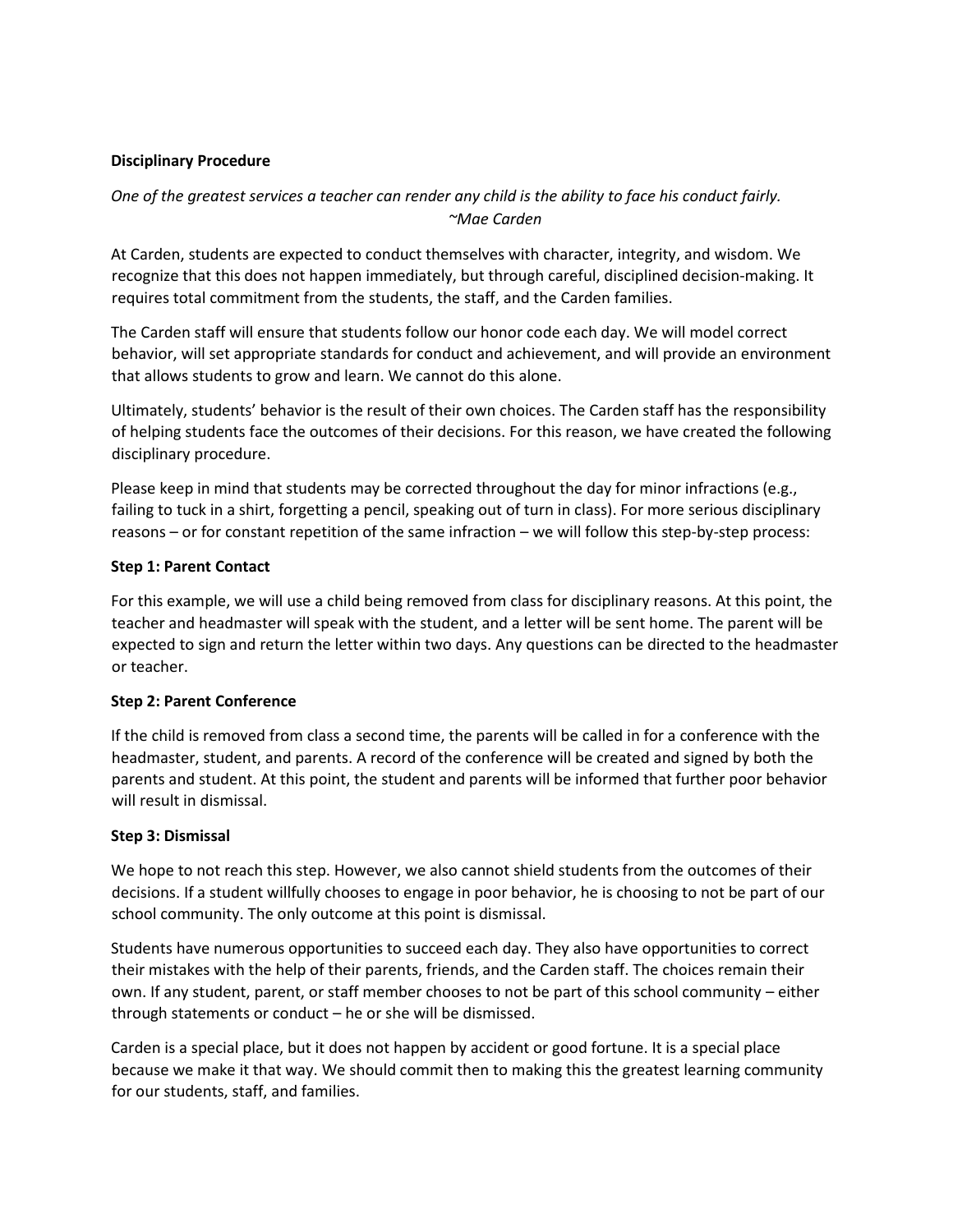**Disciplinary Procedure**

*One of the greatest services a teacher can render any child is the ability to face his conduct fairly.*
*~Mae Carden*

At Carden, students are expected to conduct themselves with character, integrity, and wisdom. We recognize that this does not happen immediately, but through careful, disciplined decision-making. It requires total commitment from the students, the staff, and the Carden families.

The Carden staff will ensure that students follow our honor code each day. We will model correct behavior, will set appropriate standards for conduct and achievement, and will provide an environment that allows students to grow and learn. We cannot do this alone.

Ultimately, students' behavior is the result of their own choices. The Carden staff has the responsibility of helping students face the outcomes of their decisions. For this reason, we have created the following disciplinary procedure.

Please keep in mind that students may be corrected throughout the day for minor infractions (e.g., failing to tuck in a shirt, forgetting a pencil, speaking out of turn in class). For more serious disciplinary reasons – or for constant repetition of the same infraction – we will follow this step-by-step process:

**Step 1: Parent Contact**

For this example, we will use a child being removed from class for disciplinary reasons. At this point, the teacher and headmaster will speak with the student, and a letter will be sent home. The parent will be expected to sign and return the letter within two days. Any questions can be directed to the headmaster or teacher.

**Step 2: Parent Conference**

If the child is removed from class a second time, the parents will be called in for a conference with the headmaster, student, and parents. A record of the conference will be created and signed by both the parents and student. At this point, the student and parents will be informed that further poor behavior will result in dismissal.

**Step 3: Dismissal**

We hope to not reach this step. However, we also cannot shield students from the outcomes of their decisions. If a student willfully chooses to engage in poor behavior, he is choosing to not be part of our school community. The only outcome at this point is dismissal.

Students have numerous opportunities to succeed each day. They also have opportunities to correct their mistakes with the help of their parents, friends, and the Carden staff. The choices remain their own. If any student, parent, or staff member chooses to not be part of this school community – either through statements or conduct – he or she will be dismissed.

Carden is a special place, but it does not happen by accident or good fortune. It is a special place because we make it that way. We should commit then to making this the greatest learning community for our students, staff, and families.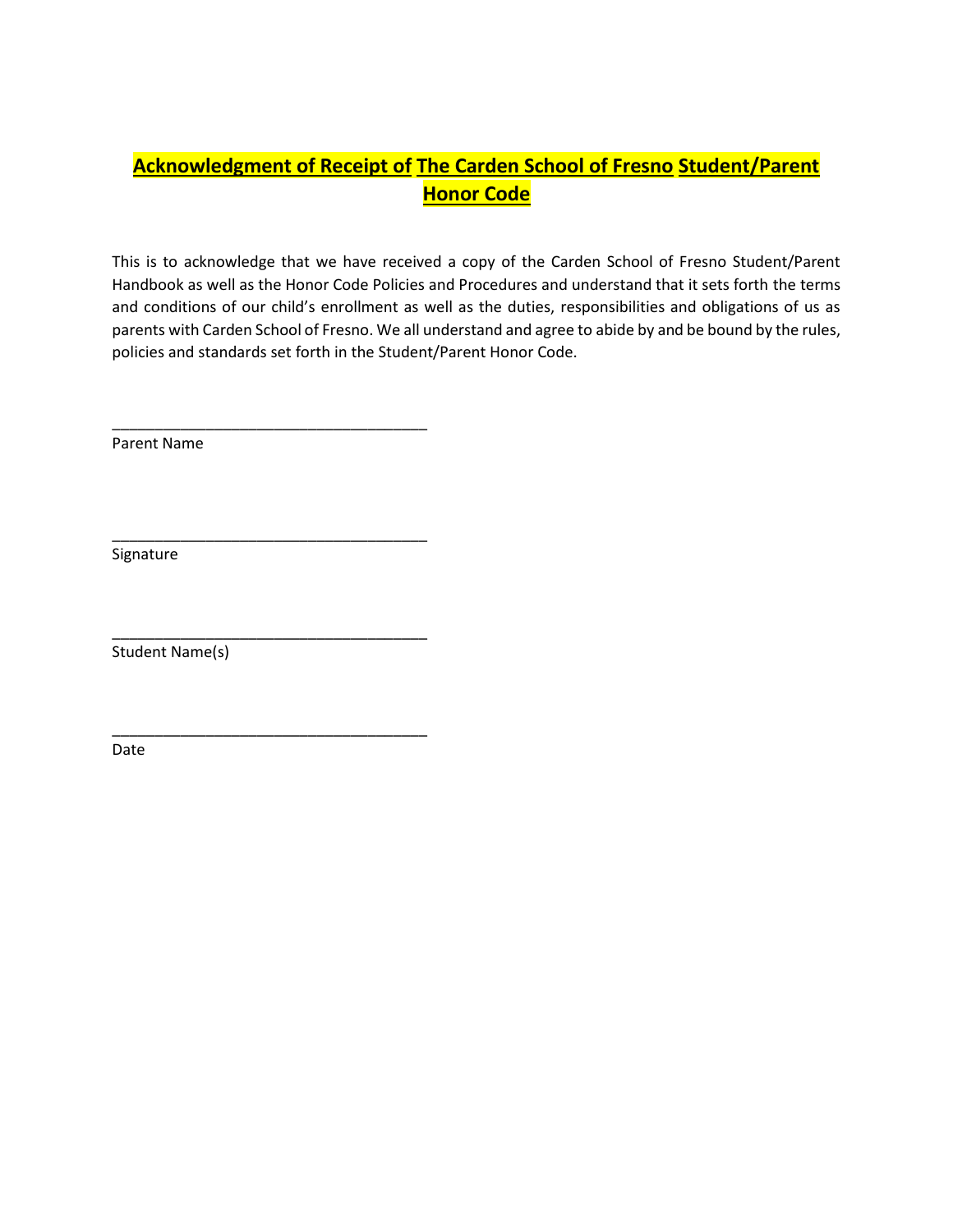# Acknowledgment of Receipt of The Carden School of Fresno Student/Parent Honor Code

This is to acknowledge that we have received a copy of the Carden School of Fresno Student/Parent Handbook as well as the Honor Code Policies and Procedures and understand that it sets forth the terms and conditions of our child's enrollment as well as the duties, responsibilities and obligations of us as parents with Carden School of Fresno. We all understand and agree to abide by and be bound by the rules, policies and standards set forth in the Student/Parent Honor Code.

\_\_\_\_\_\_\_\_\_\_\_\_\_\_\_\_\_\_\_\_\_\_\_\_\_\_\_\_\_\_\_\_\_\_\_\_\_
Parent Name

\_\_\_\_\_\_\_\_\_\_\_\_\_\_\_\_\_\_\_\_\_\_\_\_\_\_\_\_\_\_\_\_\_\_\_\_\_
Signature

\_\_\_\_\_\_\_\_\_\_\_\_\_\_\_\_\_\_\_\_\_\_\_\_\_\_\_\_\_\_\_\_\_\_\_\_\_
Student Name(s)

\_\_\_\_\_\_\_\_\_\_\_\_\_\_\_\_\_\_\_\_\_\_\_\_\_\_\_\_\_\_\_\_\_\_\_\_\_
Date